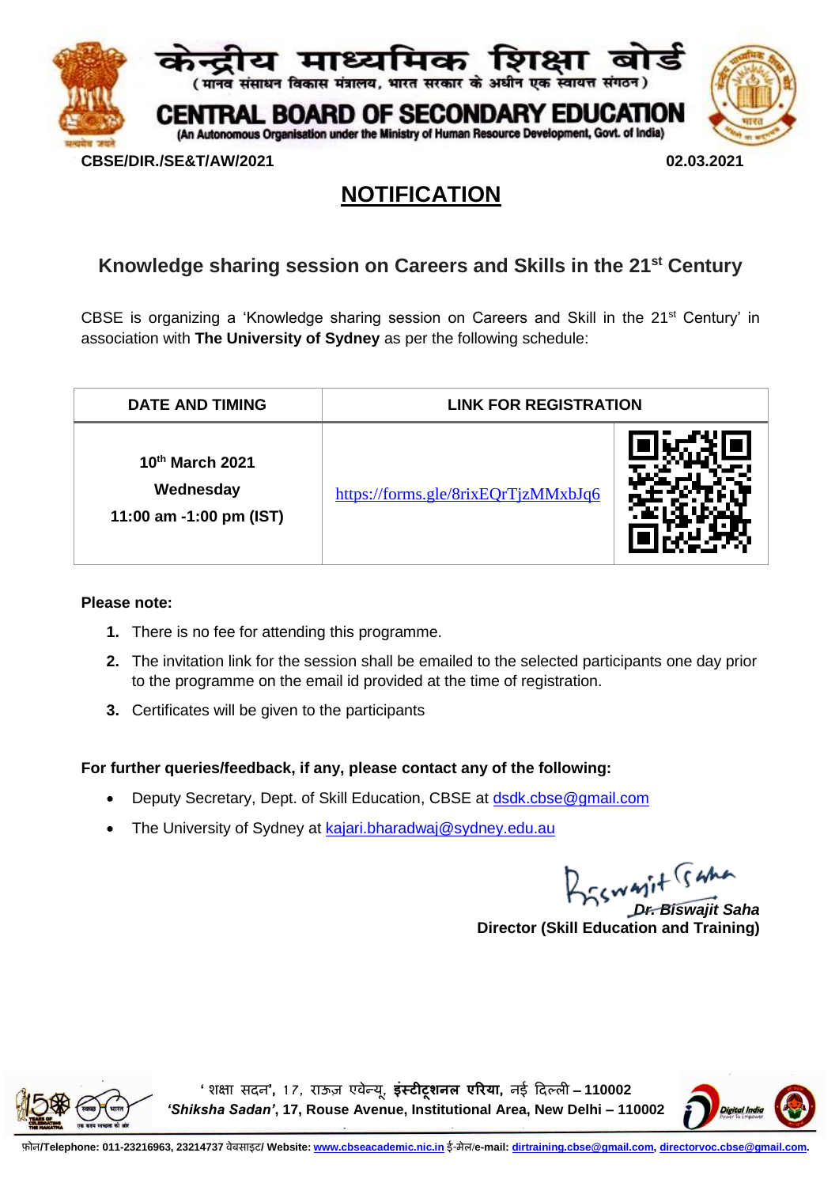केन्द्रीय माध्यमिक शिक्षा बोर्ड
(मानव संसाधन विकास मंत्रालय, भारत सरकार के अधीन एक स्वायत्त संगठन)

**CENTRAL BOARD OF SECONDARY EDUCATION**
(An Autonomous Organisation under the Ministry of Human Resource Development, Govt. of India)

**CBSE/DIR./SE&T/AW/2021** **02.03.2021**

# NOTIFICATION

## Knowledge sharing session on Careers and Skills in the 21st Century

CBSE is organizing a 'Knowledge sharing session on Careers and Skill in the 21st Century' in association with **The University of Sydney** as per the following schedule:

| DATE AND TIMING | LINK FOR REGISTRATION | |
|---|---|---|
| **10th March 2021**<br>**Wednesday**<br>**11:00 am -1:00 pm (IST)** | https://forms.gle/8rixEQrTjzMMxbJq6 | |

**Please note:**

1. There is no fee for attending this programme.
2. The invitation link for the session shall be emailed to the selected participants one day prior to the programme on the email id provided at the time of registration.
3. Certificates will be given to the participants

**For further queries/feedback, if any, please contact any of the following:**

- Deputy Secretary, Dept. of Skill Education, CBSE at dsdk.cbse@gmail.com
- The University of Sydney at kajari.bharadwaj@sydney.edu.au

***Dr. Biswajit Saha***
**Director (Skill Education and Training)**

'शिक्षा सदन', 17, राऊज एवेन्यू, **इंस्टीटूशनल एरिया,** नई दिल्ली – **110002**
***'Shiksha Sadan'*, 17, Rouse Avenue, Institutional Area, New Delhi – 110002**

फ़ोन/**Telephone: 011-23216963, 23214737** वेबसाइट/ **Website: www.cbseacademic.nic.in** ई-मेल/**e-mail: dirtraining.cbse@gmail.com, directorvoc.cbse@gmail.com.**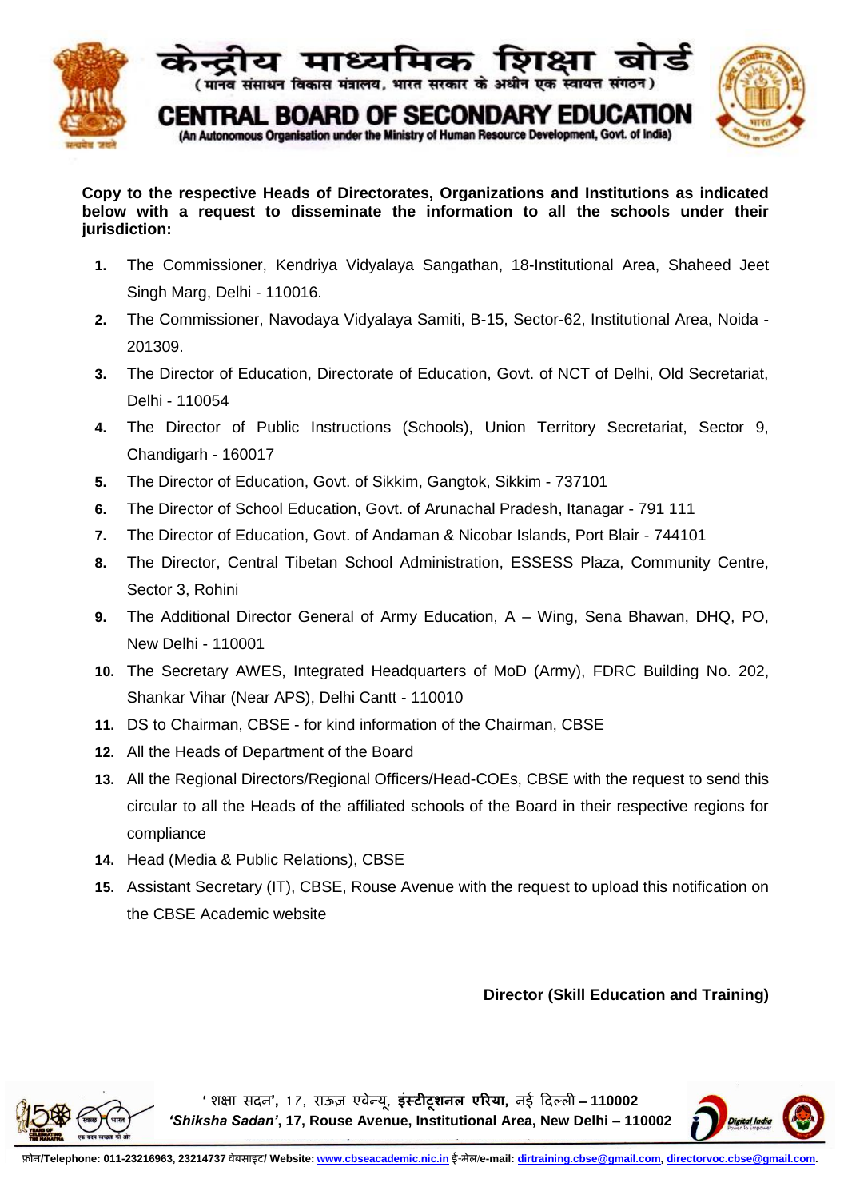**Copy to the respective Heads of Directorates, Organizations and Institutions as indicated below with a request to disseminate the information to all the schools under their jurisdiction:**

1. The Commissioner, Kendriya Vidyalaya Sangathan, 18-Institutional Area, Shaheed Jeet Singh Marg, Delhi - 110016.
2. The Commissioner, Navodaya Vidyalaya Samiti, B-15, Sector-62, Institutional Area, Noida - 201309.
3. The Director of Education, Directorate of Education, Govt. of NCT of Delhi, Old Secretariat, Delhi - 110054
4. The Director of Public Instructions (Schools), Union Territory Secretariat, Sector 9, Chandigarh - 160017
5. The Director of Education, Govt. of Sikkim, Gangtok, Sikkim - 737101
6. The Director of School Education, Govt. of Arunachal Pradesh, Itanagar - 791 111
7. The Director of Education, Govt. of Andaman & Nicobar Islands, Port Blair - 744101
8. The Director, Central Tibetan School Administration, ESSESS Plaza, Community Centre, Sector 3, Rohini
9. The Additional Director General of Army Education, A – Wing, Sena Bhawan, DHQ, PO, New Delhi - 110001
10. The Secretary AWES, Integrated Headquarters of MoD (Army), FDRC Building No. 202, Shankar Vihar (Near APS), Delhi Cantt - 110010
11. DS to Chairman, CBSE - for kind information of the Chairman, CBSE
12. All the Heads of Department of the Board
13. All the Regional Directors/Regional Officers/Head-COEs, CBSE with the request to send this circular to all the Heads of the affiliated schools of the Board in their respective regions for compliance
14. Head (Media & Public Relations), CBSE
15. Assistant Secretary (IT), CBSE, Rouse Avenue with the request to upload this notification on the CBSE Academic website

**Director (Skill Education and Training)**